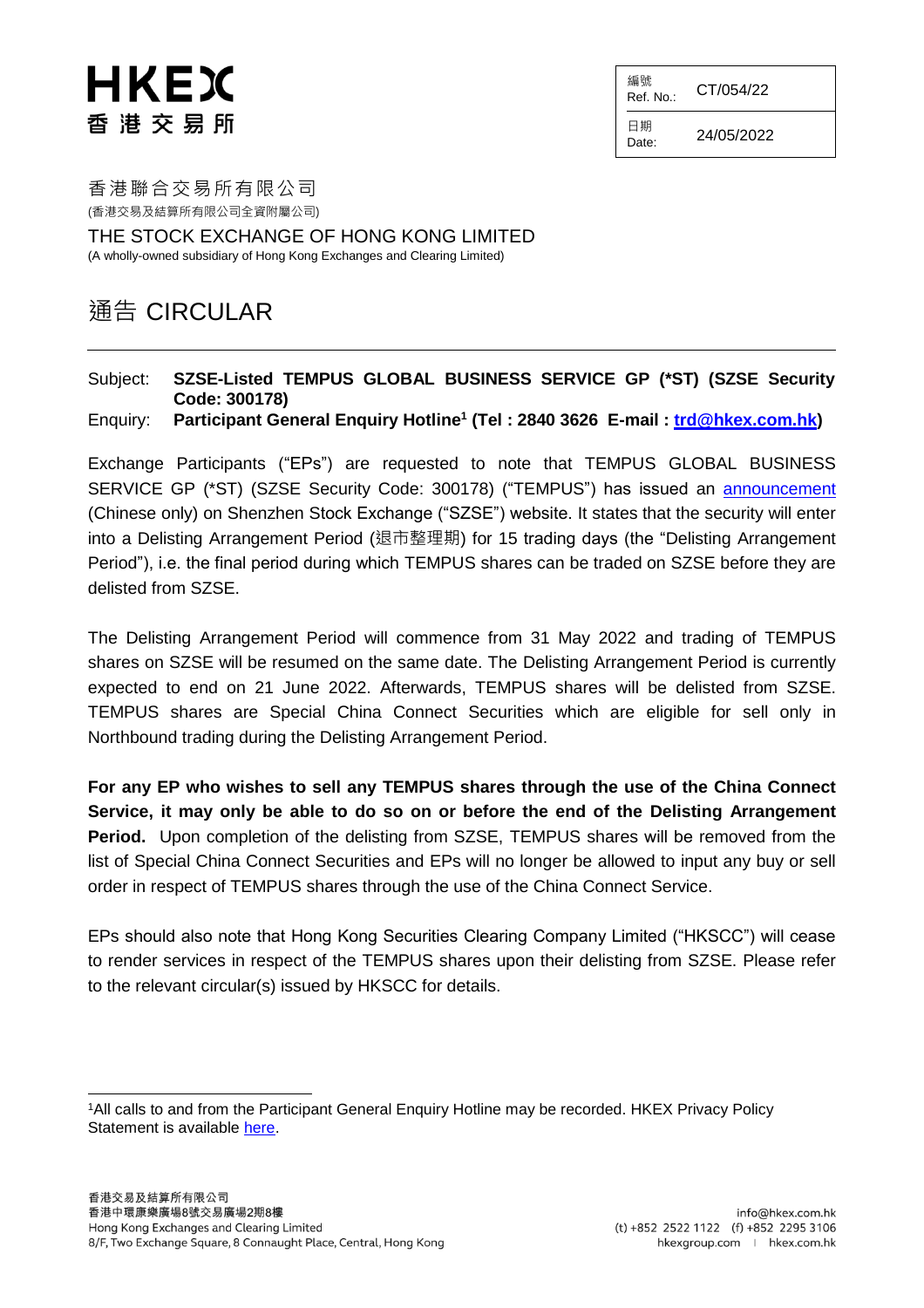HKEX
香港交易所

| 編號 Ref. No.: | CT/054/22 |
| --- | --- |
| 日期 Date: | 24/05/2022 |

香港聯合交易所有限公司
(香港交易及結算所有限公司全資附屬公司)

THE STOCK EXCHANGE OF HONG KONG LIMITED
(A wholly-owned subsidiary of Hong Kong Exchanges and Clearing Limited)

# 通告 CIRCULAR

Subject: **SZSE-Listed TEMPUS GLOBAL BUSINESS SERVICE GP (*ST) (SZSE Security Code: 300178)**

Enquiry: **Participant General Enquiry Hotline[1] (Tel : 2840 3626 E-mail : trd@hkex.com.hk)**

Exchange Participants ("EPs") are requested to note that TEMPUS GLOBAL BUSINESS SERVICE GP (*ST) (SZSE Security Code: 300178) ("TEMPUS") has issued an announcement (Chinese only) on Shenzhen Stock Exchange ("SZSE") website. It states that the security will enter into a Delisting Arrangement Period (退市整理期) for 15 trading days (the "Delisting Arrangement Period"), i.e. the final period during which TEMPUS shares can be traded on SZSE before they are delisted from SZSE.

The Delisting Arrangement Period will commence from 31 May 2022 and trading of TEMPUS shares on SZSE will be resumed on the same date. The Delisting Arrangement Period is currently expected to end on 21 June 2022. Afterwards, TEMPUS shares will be delisted from SZSE. TEMPUS shares are Special China Connect Securities which are eligible for sell only in Northbound trading during the Delisting Arrangement Period.

**For any EP who wishes to sell any TEMPUS shares through the use of the China Connect Service, it may only be able to do so on or before the end of the Delisting Arrangement Period.** Upon completion of the delisting from SZSE, TEMPUS shares will be removed from the list of Special China Connect Securities and EPs will no longer be allowed to input any buy or sell order in respect of TEMPUS shares through the use of the China Connect Service.

EPs should also note that Hong Kong Securities Clearing Company Limited ("HKSCC") will cease to render services in respect of the TEMPUS shares upon their delisting from SZSE. Please refer to the relevant circular(s) issued by HKSCC for details.

---

[1]All calls to and from the Participant General Enquiry Hotline may be recorded. HKEX Privacy Policy Statement is available here.

香港交易及結算所有限公司
香港中環康樂廣場8號交易廣場2期8樓
Hong Kong Exchanges and Clearing Limited
8/F, Two Exchange Square, 8 Connaught Place, Central, Hong Kong

info@hkex.com.hk
(t) +852 2522 1122 (f) +852 2295 3106
hkexgroup.com | hkex.com.hk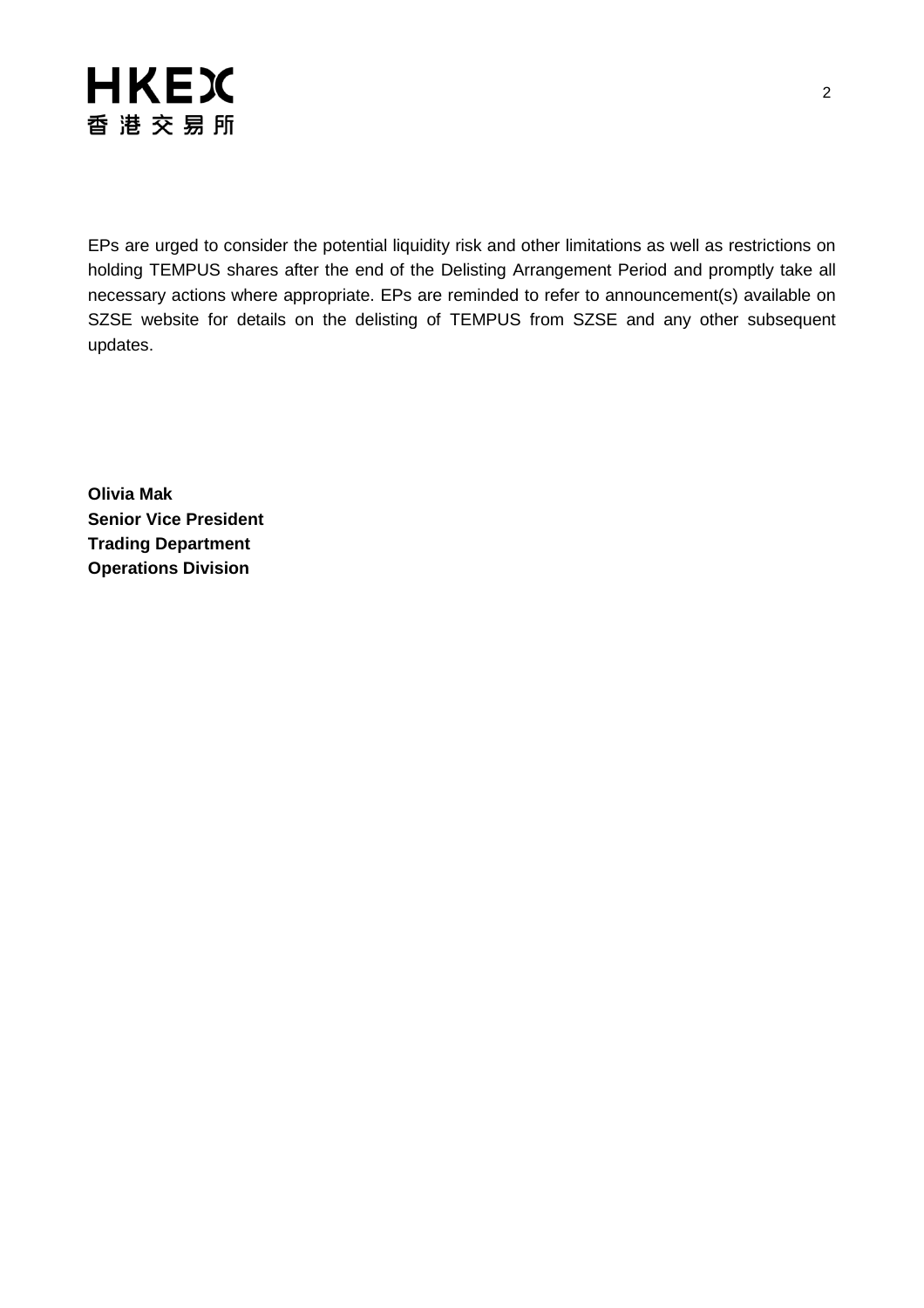EPs are urged to consider the potential liquidity risk and other limitations as well as restrictions on holding TEMPUS shares after the end of the Delisting Arrangement Period and promptly take all necessary actions where appropriate. EPs are reminded to refer to announcement(s) available on SZSE website for details on the delisting of TEMPUS from SZSE and any other subsequent updates.

**Olivia Mak**
**Senior Vice President**
**Trading Department**
**Operations Division**